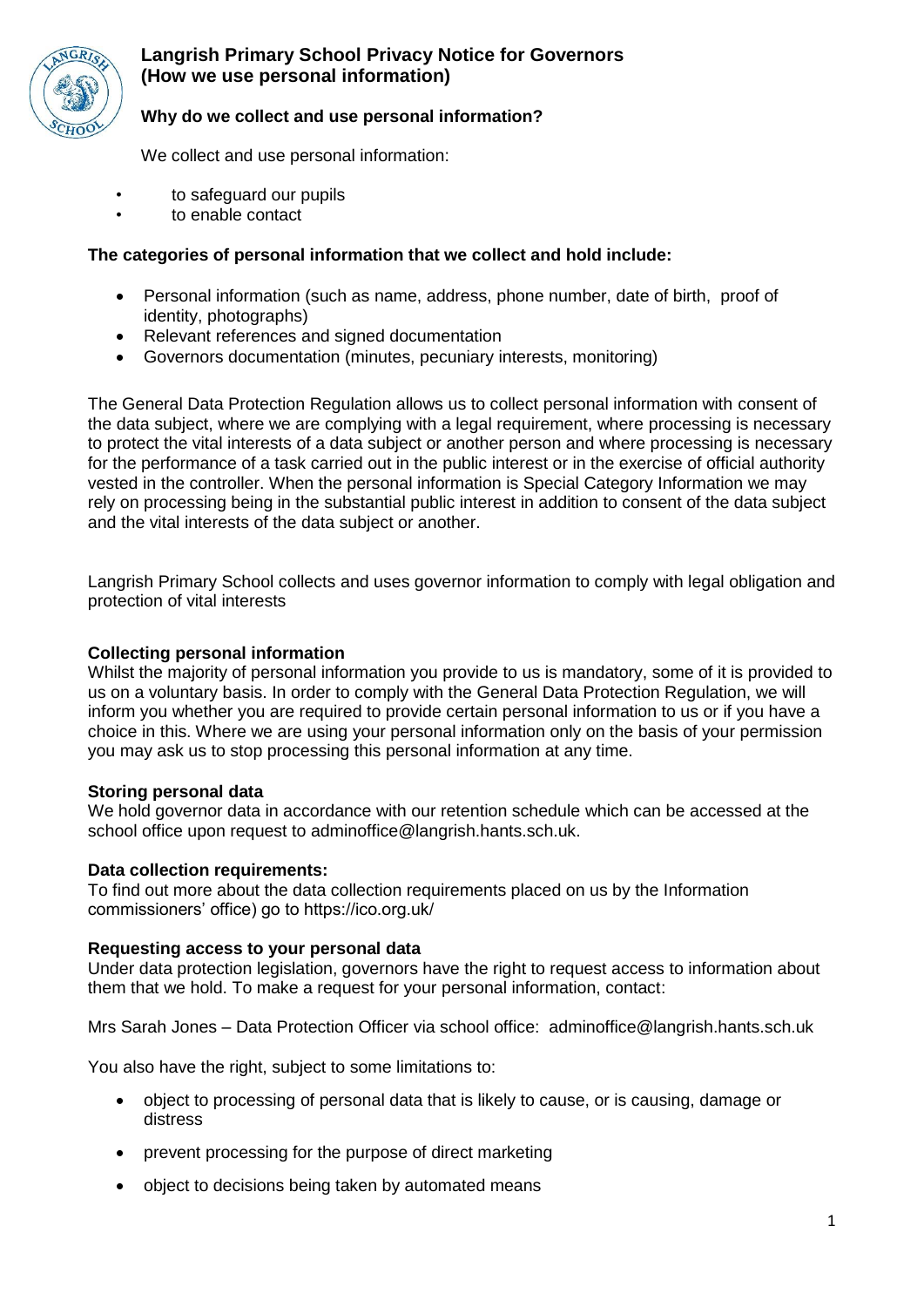# Langrish Primary School Privacy Notice for Governors (How we use personal information)

## Why do we collect and use personal information?

We collect and use personal information:

- to safeguard our pupils
- to enable contact

**The categories of personal information that we collect and hold include:**

- Personal information (such as name, address, phone number, date of birth, proof of identity, photographs)
- Relevant references and signed documentation
- Governors documentation (minutes, pecuniary interests, monitoring)

The General Data Protection Regulation allows us to collect personal information with consent of the data subject, where we are complying with a legal requirement, where processing is necessary to protect the vital interests of a data subject or another person and where processing is necessary for the performance of a task carried out in the public interest or in the exercise of official authority vested in the controller. When the personal information is Special Category Information we may rely on processing being in the substantial public interest in addition to consent of the data subject and the vital interests of the data subject or another.

Langrish Primary School collects and uses governor information to comply with legal obligation and protection of vital interests

**Collecting personal information**

Whilst the majority of personal information you provide to us is mandatory, some of it is provided to us on a voluntary basis. In order to comply with the General Data Protection Regulation, we will inform you whether you are required to provide certain personal information to us or if you have a choice in this. Where we are using your personal information only on the basis of your permission you may ask us to stop processing this personal information at any time.

**Storing personal data**

We hold governor data in accordance with our retention schedule which can be accessed at the school office upon request to adminoffice@langrish.hants.sch.uk.

**Data collection requirements:**

To find out more about the data collection requirements placed on us by the Information commissioners' office) go to https://ico.org.uk/

**Requesting access to your personal data**

Under data protection legislation, governors have the right to request access to information about them that we hold. To make a request for your personal information, contact:

Mrs Sarah Jones – Data Protection Officer via school office: adminoffice@langrish.hants.sch.uk

You also have the right, subject to some limitations to:

- object to processing of personal data that is likely to cause, or is causing, damage or distress
- prevent processing for the purpose of direct marketing
- object to decisions being taken by automated means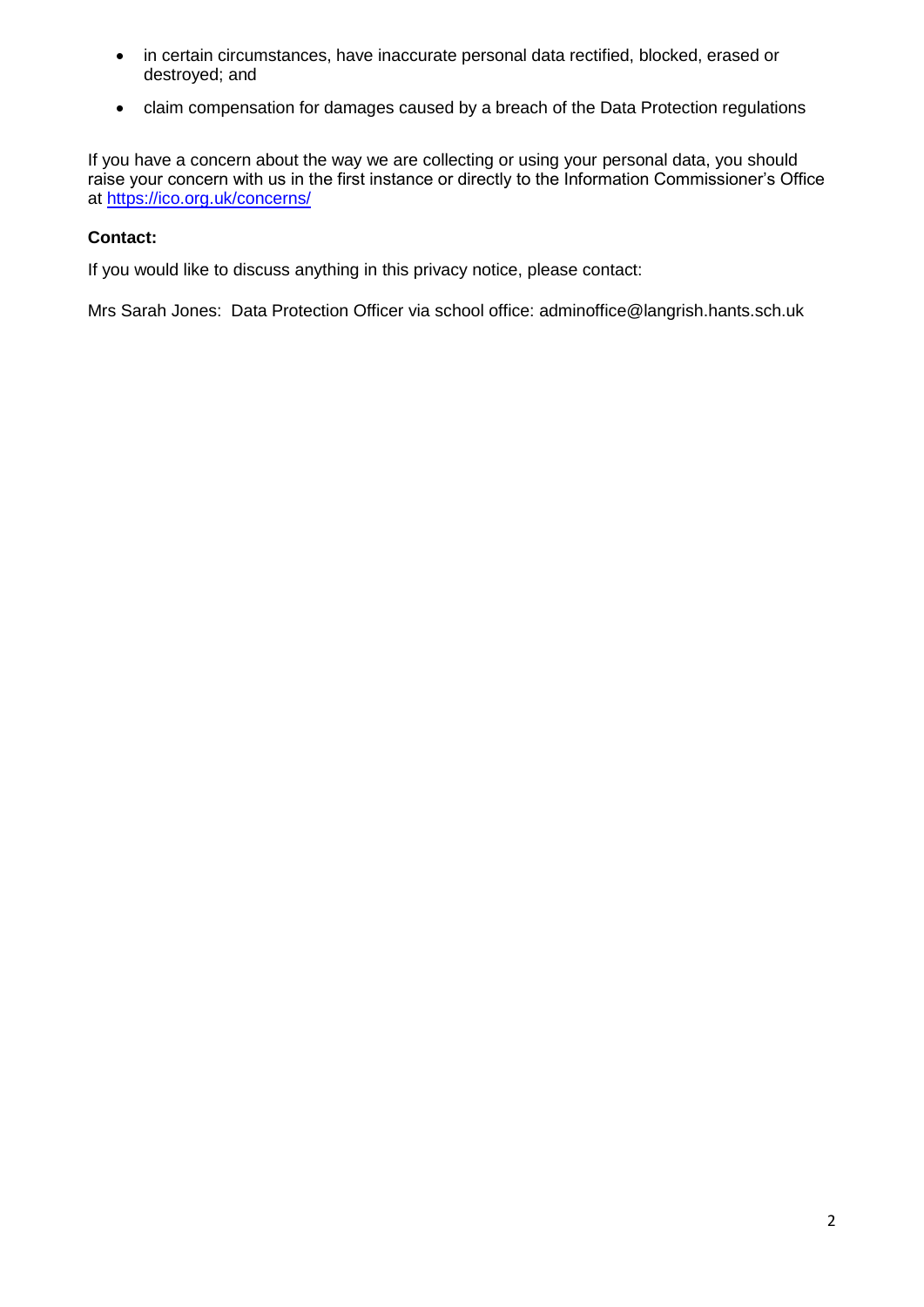- in certain circumstances, have inaccurate personal data rectified, blocked, erased or destroyed; and
- claim compensation for damages caused by a breach of the Data Protection regulations

If you have a concern about the way we are collecting or using your personal data, you should raise your concern with us in the first instance or directly to the Information Commissioner's Office at https://ico.org.uk/concerns/

**Contact:**

If you would like to discuss anything in this privacy notice, please contact:

Mrs Sarah Jones: Data Protection Officer via school office: adminoffice@langrish.hants.sch.uk